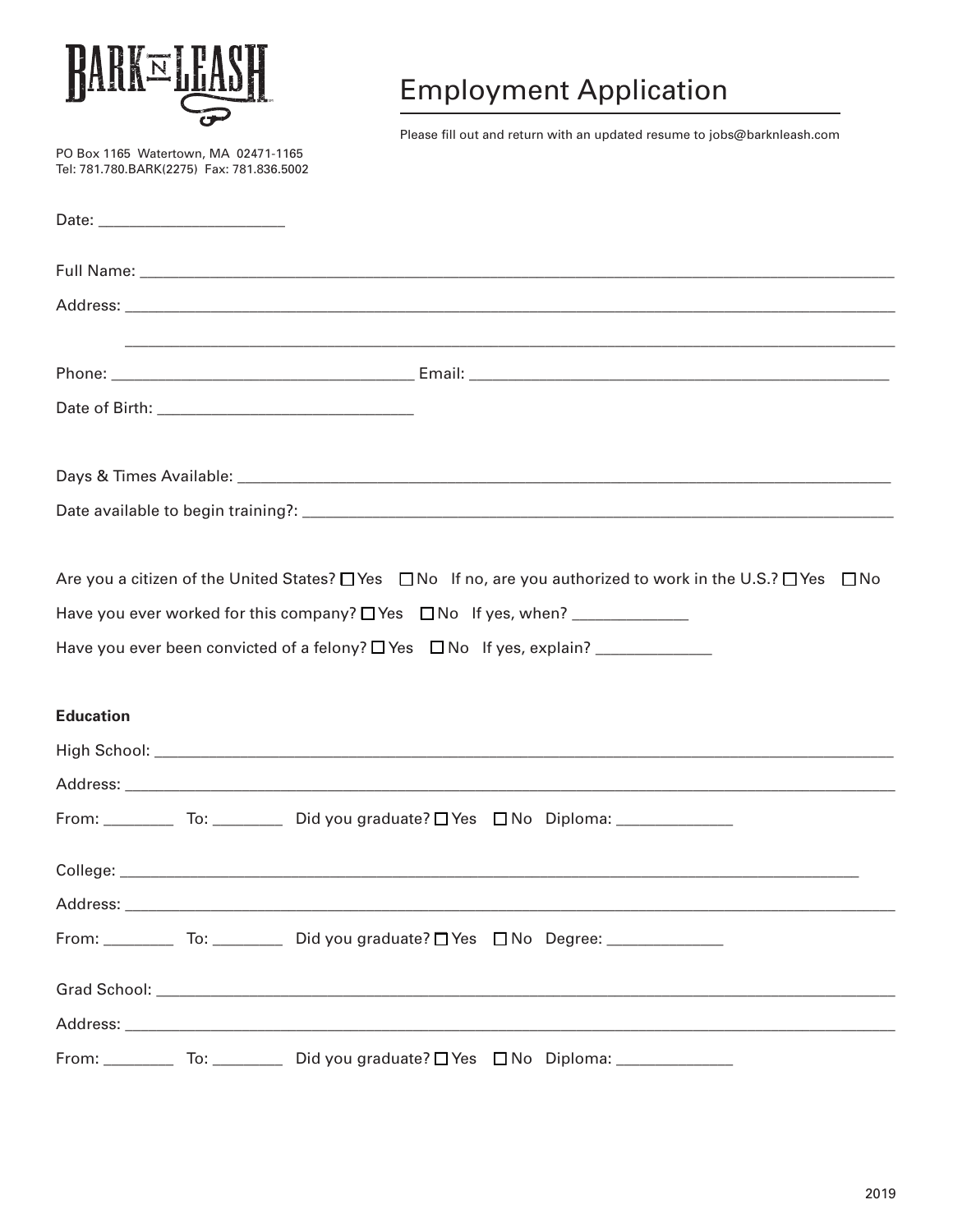BARK N LEASH

# Employment Application

Please fill out and return with an updated resume to jobs@barknleash.com

PO Box 1165 Watertown, MA 02471-1165
Tel: 781.780.BARK(2275) Fax: 781.836.5002

Date: ______________________

Full Name: ______________________________________________________________

Address: ________________________________________________________________

________________________________________________________________

Phone: ___________________________________ Email: ___________________________________

Date of Birth: ______________________________

Days & Times Available: ______________________________________________________

Date available to begin training?: ______________________________________________

Are you a citizen of the United States? ☐ Yes ☐ No If no, are you authorized to work in the U.S.? ☐ Yes ☐ No

Have you ever worked for this company? ☐ Yes ☐ No If yes, when? ______________

Have you ever been convicted of a felony? ☐ Yes ☐ No If yes, explain? ______________

**Education**

High School: ______________________________________________________________

Address: ________________________________________________________________

From: ________ To: ________ Did you graduate? ☐ Yes ☐ No Diploma: ______________

College: ________________________________________________________________

Address: ________________________________________________________________

From: ________ To: ________ Did you graduate? ☐ Yes ☐ No Degree: ______________

Grad School: ______________________________________________________________

Address: ________________________________________________________________

From: ________ To: ________ Did you graduate? ☐ Yes ☐ No Diploma: ______________

2019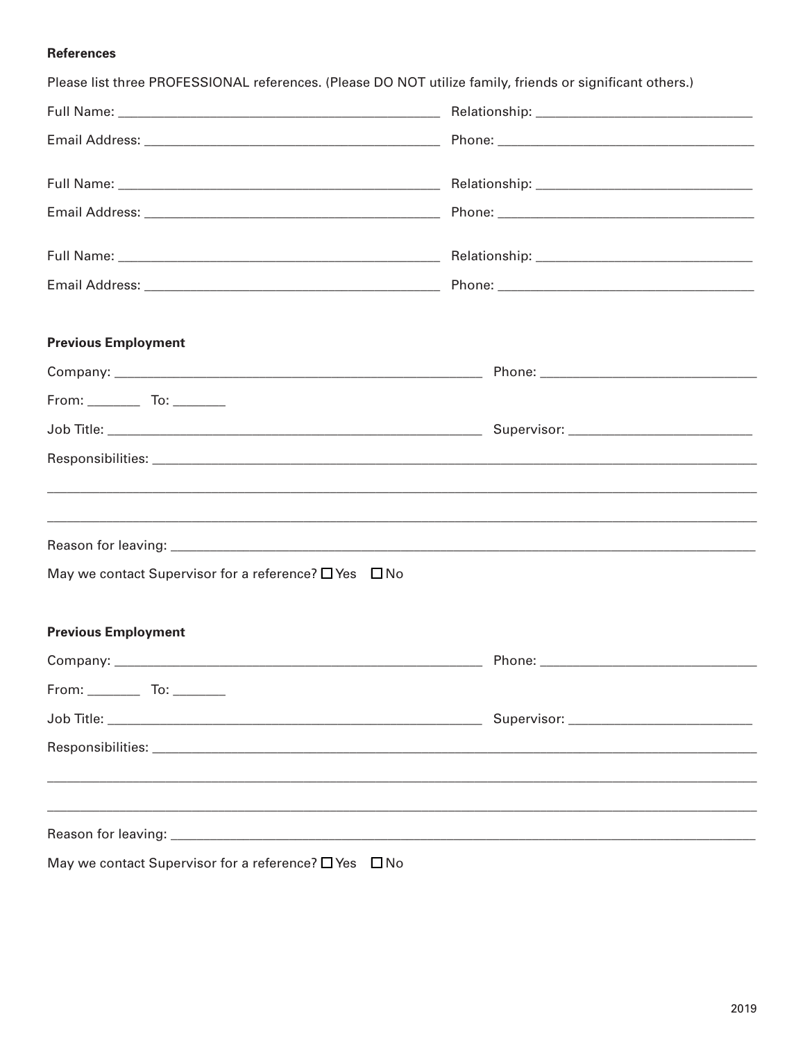**References**

Please list three PROFESSIONAL references. (Please DO NOT utilize family, friends or significant others.)

Full Name: ____________________________________________ Relationship: ______________________________

Email Address: _________________________________________ Phone: ___________________________________

Full Name: ____________________________________________ Relationship: ______________________________

Email Address: _________________________________________ Phone: ___________________________________

Full Name: ____________________________________________ Relationship: ______________________________

Email Address: _________________________________________ Phone: ___________________________________

**Previous Employment**

Company: ___________________________________________________ Phone: ______________________________

From: _______ To: _______

Job Title: ____________________________________________________ Supervisor: _________________________

Responsibilities: ___________________________________________________________________________________

_______________________________________________________________________________________________

_______________________________________________________________________________________________

Reason for leaving: _________________________________________________________________________________

May we contact Supervisor for a reference? ☐ Yes ☐ No

**Previous Employment**

Company: ___________________________________________________ Phone: ______________________________

From: _______ To: _______

Job Title: ____________________________________________________ Supervisor: _________________________

Responsibilities: ___________________________________________________________________________________

_______________________________________________________________________________________________

_______________________________________________________________________________________________

Reason for leaving: _________________________________________________________________________________

May we contact Supervisor for a reference? ☐ Yes ☐ No

2019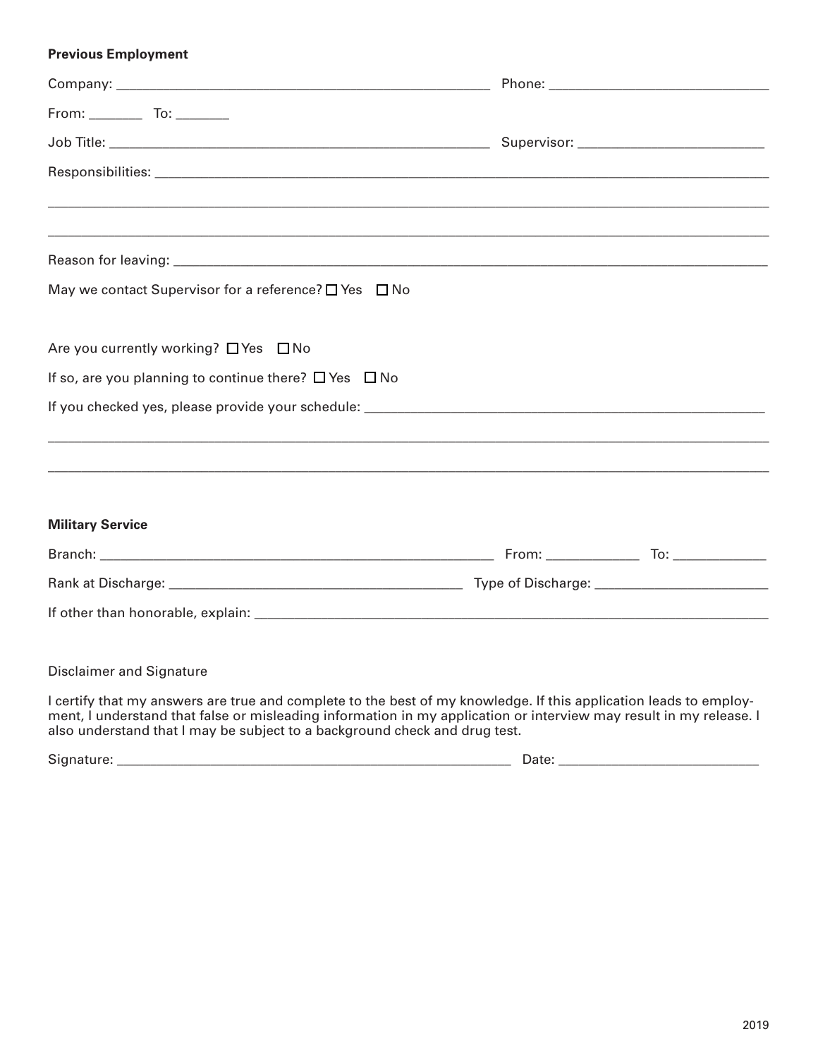**Previous Employment**

Company: ______________________________________________ Phone: ____________________________

From: ________ To: ________

Job Title: ______________________________________________ Supervisor: _________________________

Responsibilities: ________________________________________________________________________________

________________________________________________________________________________________________

________________________________________________________________________________________________

Reason for leaving: _______________________________________________________________________________

May we contact Supervisor for a reference? ☐ Yes ☐ No

Are you currently working? ☐ Yes ☐ No

If so, are you planning to continue there? ☐ Yes ☐ No

If you checked yes, please provide your schedule: _____________________________________________________

________________________________________________________________________________________________

________________________________________________________________________________________________

**Military Service**

Branch: _________________________________________________ From: _____________ To: _____________

Rank at Discharge: ____________________________________ Type of Discharge: ________________________

If other than honorable, explain: ___________________________________________________________________

Disclaimer and Signature

I certify that my answers are true and complete to the best of my knowledge. If this application leads to employment, I understand that false or misleading information in my application or interview may result in my release. I also understand that I may be subject to a background check and drug test.

Signature: ______________________________________________ Date: ____________________________

2019